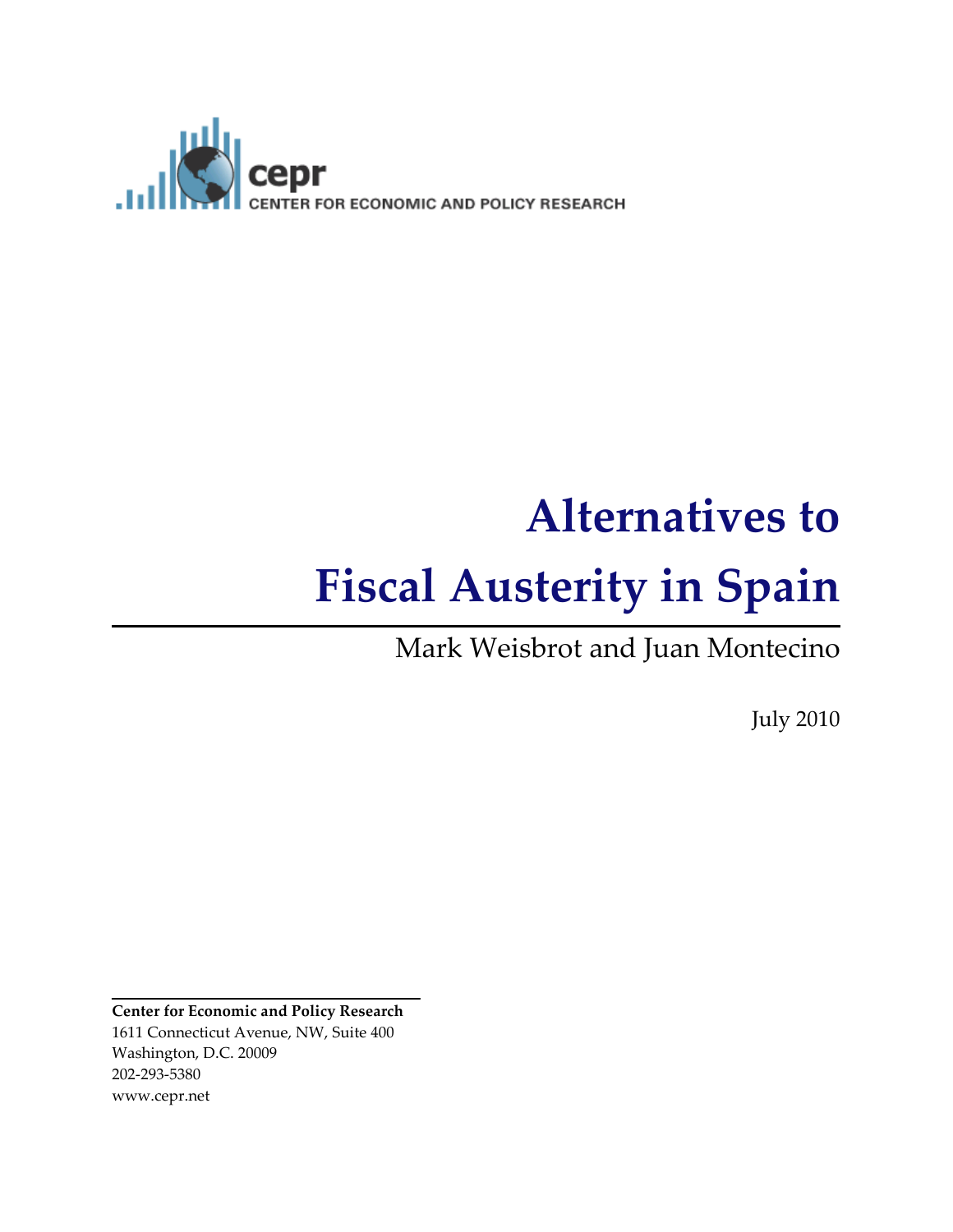cepr

CENTER FOR ECONOMIC AND POLICY RESEARCH

# Alternatives to Fiscal Austerity in Spain

Mark Weisbrot and Juan Montecino

July 2010

**Center for Economic and Policy Research**
1611 Connecticut Avenue, NW, Suite 400
Washington, D.C. 20009
202-293-5380
www.cepr.net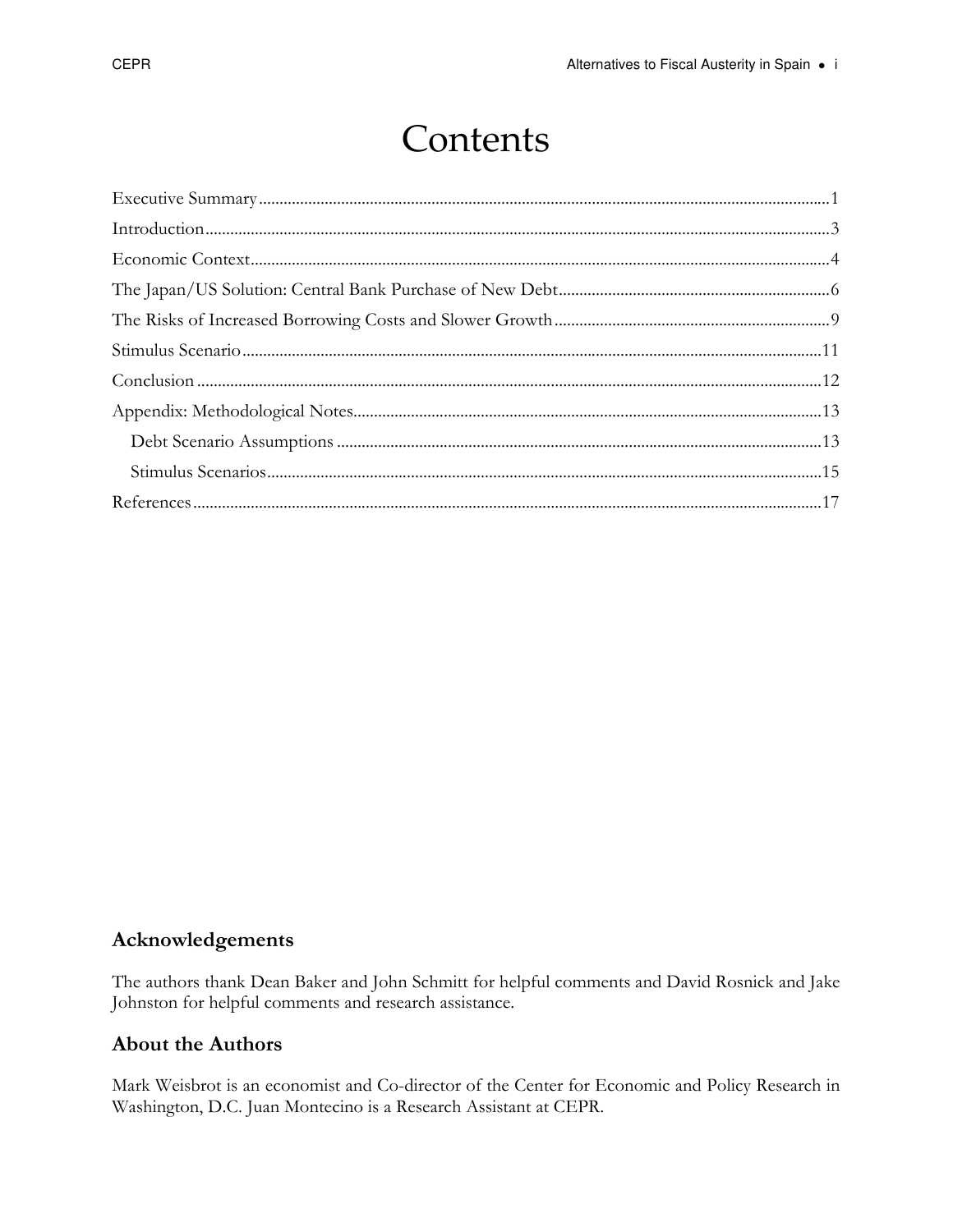# Contents

Executive Summary ... 1

Introduction ... 3

Economic Context ... 4

The Japan/US Solution: Central Bank Purchase of New Debt ... 6

The Risks of Increased Borrowing Costs and Slower Growth ... 9

Stimulus Scenario ... 11

Conclusion ... 12

Appendix: Methodological Notes ... 13

- Debt Scenario Assumptions ... 13
- Stimulus Scenarios ... 15

References ... 17

## Acknowledgements

The authors thank Dean Baker and John Schmitt for helpful comments and David Rosnick and Jake Johnston for helpful comments and research assistance.

## About the Authors

Mark Weisbrot is an economist and Co-director of the Center for Economic and Policy Research in Washington, D.C. Juan Montecino is a Research Assistant at CEPR.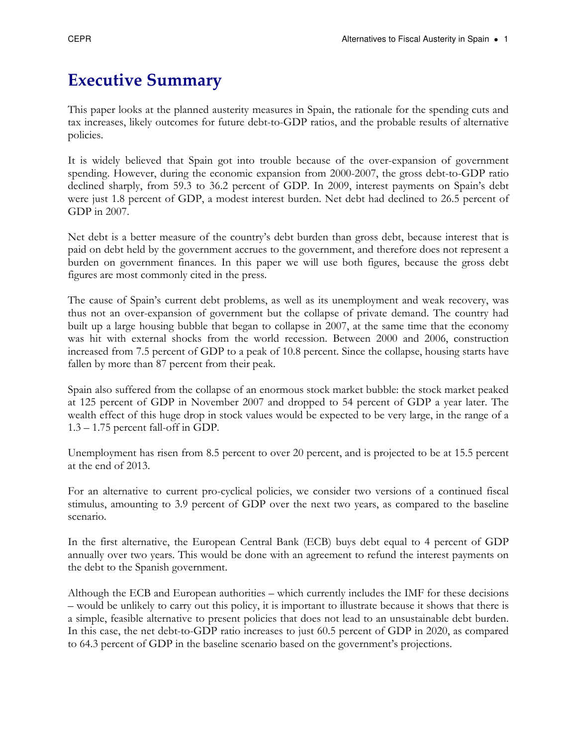# Executive Summary

This paper looks at the planned austerity measures in Spain, the rationale for the spending cuts and tax increases, likely outcomes for future debt-to-GDP ratios, and the probable results of alternative policies.

It is widely believed that Spain got into trouble because of the over-expansion of government spending. However, during the economic expansion from 2000-2007, the gross debt-to-GDP ratio declined sharply, from 59.3 to 36.2 percent of GDP. In 2009, interest payments on Spain's debt were just 1.8 percent of GDP, a modest interest burden. Net debt had declined to 26.5 percent of GDP in 2007.

Net debt is a better measure of the country's debt burden than gross debt, because interest that is paid on debt held by the government accrues to the government, and therefore does not represent a burden on government finances. In this paper we will use both figures, because the gross debt figures are most commonly cited in the press.

The cause of Spain's current debt problems, as well as its unemployment and weak recovery, was thus not an over-expansion of government but the collapse of private demand. The country had built up a large housing bubble that began to collapse in 2007, at the same time that the economy was hit with external shocks from the world recession. Between 2000 and 2006, construction increased from 7.5 percent of GDP to a peak of 10.8 percent. Since the collapse, housing starts have fallen by more than 87 percent from their peak.

Spain also suffered from the collapse of an enormous stock market bubble: the stock market peaked at 125 percent of GDP in November 2007 and dropped to 54 percent of GDP a year later. The wealth effect of this huge drop in stock values would be expected to be very large, in the range of a 1.3 – 1.75 percent fall-off in GDP.

Unemployment has risen from 8.5 percent to over 20 percent, and is projected to be at 15.5 percent at the end of 2013.

For an alternative to current pro-cyclical policies, we consider two versions of a continued fiscal stimulus, amounting to 3.9 percent of GDP over the next two years, as compared to the baseline scenario.

In the first alternative, the European Central Bank (ECB) buys debt equal to 4 percent of GDP annually over two years. This would be done with an agreement to refund the interest payments on the debt to the Spanish government.

Although the ECB and European authorities – which currently includes the IMF for these decisions – would be unlikely to carry out this policy, it is important to illustrate because it shows that there is a simple, feasible alternative to present policies that does not lead to an unsustainable debt burden. In this case, the net debt-to-GDP ratio increases to just 60.5 percent of GDP in 2020, as compared to 64.3 percent of GDP in the baseline scenario based on the government's projections.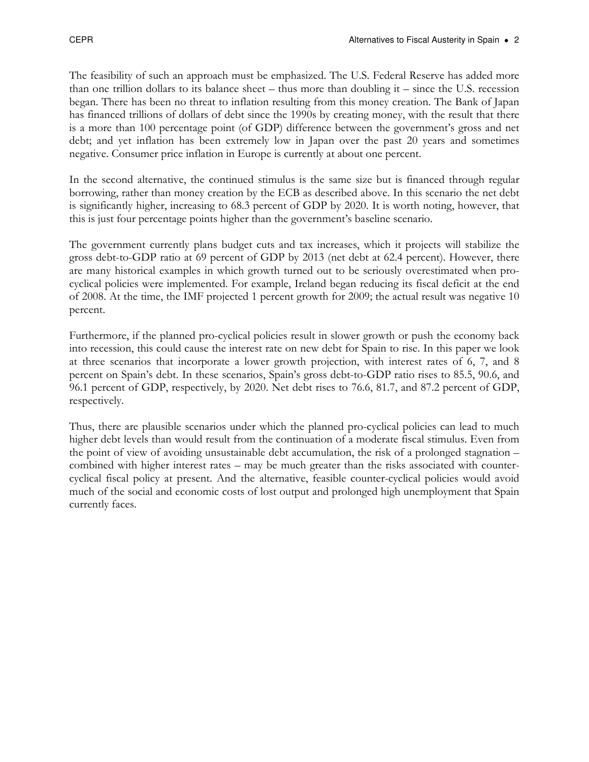The feasibility of such an approach must be emphasized. The U.S. Federal Reserve has added more than one trillion dollars to its balance sheet – thus more than doubling it – since the U.S. recession began. There has been no threat to inflation resulting from this money creation. The Bank of Japan has financed trillions of dollars of debt since the 1990s by creating money, with the result that there is a more than 100 percentage point (of GDP) difference between the government's gross and net debt; and yet inflation has been extremely low in Japan over the past 20 years and sometimes negative. Consumer price inflation in Europe is currently at about one percent.

In the second alternative, the continued stimulus is the same size but is financed through regular borrowing, rather than money creation by the ECB as described above. In this scenario the net debt is significantly higher, increasing to 68.3 percent of GDP by 2020. It is worth noting, however, that this is just four percentage points higher than the government's baseline scenario.

The government currently plans budget cuts and tax increases, which it projects will stabilize the gross debt-to-GDP ratio at 69 percent of GDP by 2013 (net debt at 62.4 percent). However, there are many historical examples in which growth turned out to be seriously overestimated when pro-cyclical policies were implemented. For example, Ireland began reducing its fiscal deficit at the end of 2008. At the time, the IMF projected 1 percent growth for 2009; the actual result was negative 10 percent.

Furthermore, if the planned pro-cyclical policies result in slower growth or push the economy back into recession, this could cause the interest rate on new debt for Spain to rise. In this paper we look at three scenarios that incorporate a lower growth projection, with interest rates of 6, 7, and 8 percent on Spain's debt. In these scenarios, Spain's gross debt-to-GDP ratio rises to 85.5, 90.6, and 96.1 percent of GDP, respectively, by 2020. Net debt rises to 76.6, 81.7, and 87.2 percent of GDP, respectively.

Thus, there are plausible scenarios under which the planned pro-cyclical policies can lead to much higher debt levels than would result from the continuation of a moderate fiscal stimulus. Even from the point of view of avoiding unsustainable debt accumulation, the risk of a prolonged stagnation – combined with higher interest rates – may be much greater than the risks associated with counter-cyclical fiscal policy at present. And the alternative, feasible counter-cyclical policies would avoid much of the social and economic costs of lost output and prolonged high unemployment that Spain currently faces.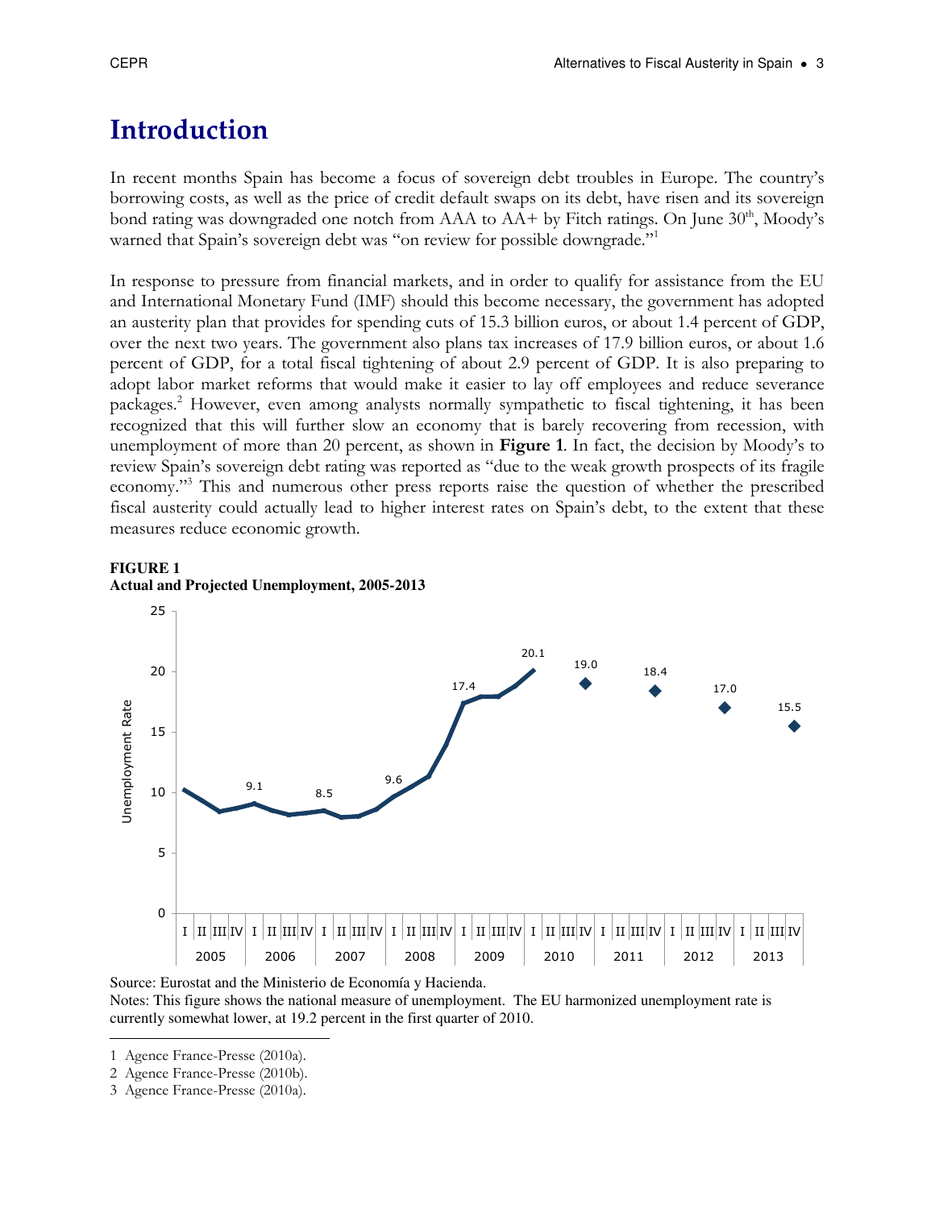# Introduction

In recent months Spain has become a focus of sovereign debt troubles in Europe. The country's borrowing costs, as well as the price of credit default swaps on its debt, have risen and its sovereign bond rating was downgraded one notch from AAA to AA+ by Fitch ratings. On June 30th, Moody's warned that Spain's sovereign debt was "on review for possible downgrade."[1]

In response to pressure from financial markets, and in order to qualify for assistance from the EU and International Monetary Fund (IMF) should this become necessary, the government has adopted an austerity plan that provides for spending cuts of 15.3 billion euros, or about 1.4 percent of GDP, over the next two years. The government also plans tax increases of 17.9 billion euros, or about 1.6 percent of GDP, for a total fiscal tightening of about 2.9 percent of GDP. It is also preparing to adopt labor market reforms that would make it easier to lay off employees and reduce severance packages.[2] However, even among analysts normally sympathetic to fiscal tightening, it has been recognized that this will further slow an economy that is barely recovering from recession, with unemployment of more than 20 percent, as shown in **Figure 1**. In fact, the decision by Moody's to review Spain's sovereign debt rating was reported as "due to the weak growth prospects of its fragile economy."[3] This and numerous other press reports raise the question of whether the prescribed fiscal austerity could actually lead to higher interest rates on Spain's debt, to the extent that these measures reduce economic growth.

**FIGURE 1**
**Actual and Projected Unemployment, 2005-2013**

Source: Eurostat and the Ministerio de Economía y Hacienda.
Notes: This figure shows the national measure of unemployment. The EU harmonized unemployment rate is currently somewhat lower, at 19.2 percent in the first quarter of 2010.

---

1 Agence France-Presse (2010a).
2 Agence France-Presse (2010b).
3 Agence France-Presse (2010a).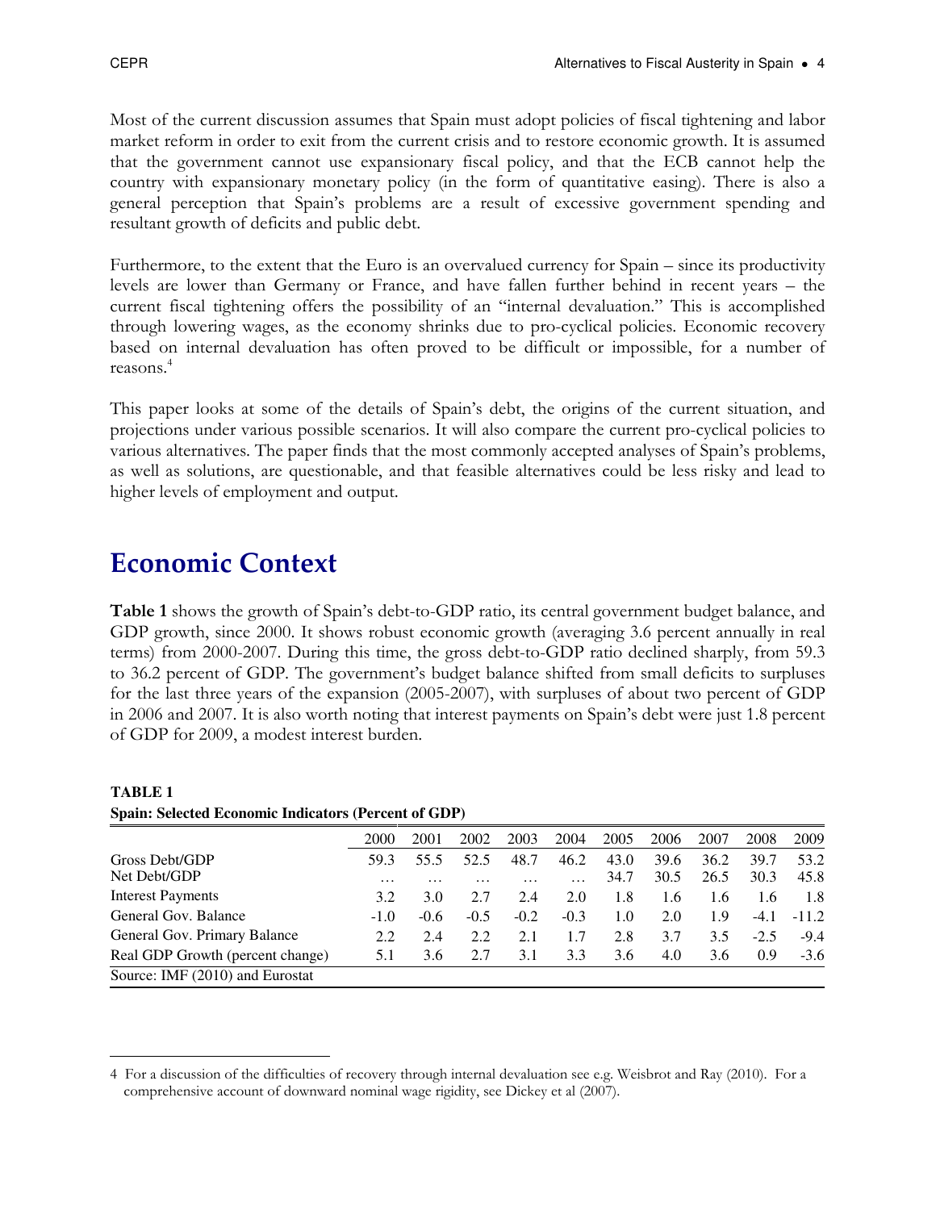Most of the current discussion assumes that Spain must adopt policies of fiscal tightening and labor market reform in order to exit from the current crisis and to restore economic growth. It is assumed that the government cannot use expansionary fiscal policy, and that the ECB cannot help the country with expansionary monetary policy (in the form of quantitative easing). There is also a general perception that Spain's problems are a result of excessive government spending and resultant growth of deficits and public debt.

Furthermore, to the extent that the Euro is an overvalued currency for Spain – since its productivity levels are lower than Germany or France, and have fallen further behind in recent years – the current fiscal tightening offers the possibility of an "internal devaluation." This is accomplished through lowering wages, as the economy shrinks due to pro-cyclical policies. Economic recovery based on internal devaluation has often proved to be difficult or impossible, for a number of reasons.[4]

This paper looks at some of the details of Spain's debt, the origins of the current situation, and projections under various possible scenarios. It will also compare the current pro-cyclical policies to various alternatives. The paper finds that the most commonly accepted analyses of Spain's problems, as well as solutions, are questionable, and that feasible alternatives could be less risky and lead to higher levels of employment and output.

# Economic Context

**Table 1** shows the growth of Spain's debt-to-GDP ratio, its central government budget balance, and GDP growth, since 2000. It shows robust economic growth (averaging 3.6 percent annually in real terms) from 2000-2007. During this time, the gross debt-to-GDP ratio declined sharply, from 59.3 to 36.2 percent of GDP. The government's budget balance shifted from small deficits to surpluses for the last three years of the expansion (2005-2007), with surpluses of about two percent of GDP in 2006 and 2007. It is also worth noting that interest payments on Spain's debt were just 1.8 percent of GDP for 2009, a modest interest burden.

**TABLE 1**
**Spain: Selected Economic Indicators (Percent of GDP)**

| | 2000 | 2001 | 2002 | 2003 | 2004 | 2005 | 2006 | 2007 | 2008 | 2009 |
|---|---|---|---|---|---|---|---|---|---|---|
| Gross Debt/GDP | 59.3 | 55.5 | 52.5 | 48.7 | 46.2 | 43.0 | 39.6 | 36.2 | 39.7 | 53.2 |
| Net Debt/GDP | … | … | … | … | … | 34.7 | 30.5 | 26.5 | 30.3 | 45.8 |
| Interest Payments | 3.2 | 3.0 | 2.7 | 2.4 | 2.0 | 1.8 | 1.6 | 1.6 | 1.6 | 1.8 |
| General Gov. Balance | -1.0 | -0.6 | -0.5 | -0.2 | -0.3 | 1.0 | 2.0 | 1.9 | -4.1 | -11.2 |
| General Gov. Primary Balance | 2.2 | 2.4 | 2.2 | 2.1 | 1.7 | 2.8 | 3.7 | 3.5 | -2.5 | -9.4 |
| Real GDP Growth (percent change) | 5.1 | 3.6 | 2.7 | 3.1 | 3.3 | 3.6 | 4.0 | 3.6 | 0.9 | -3.6 |

Source: IMF (2010) and Eurostat

4 For a discussion of the difficulties of recovery through internal devaluation see e.g. Weisbrot and Ray (2010). For a comprehensive account of downward nominal wage rigidity, see Dickey et al (2007).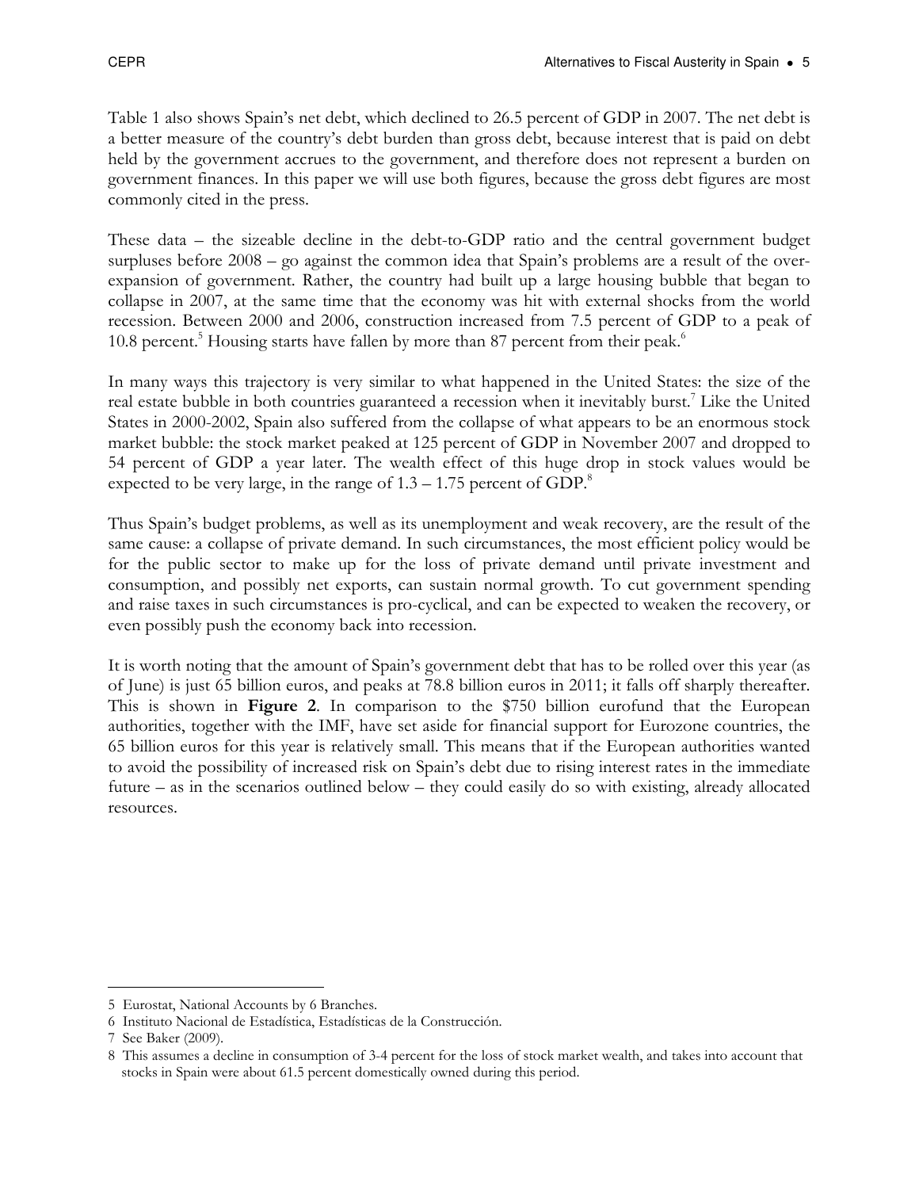Table 1 also shows Spain's net debt, which declined to 26.5 percent of GDP in 2007. The net debt is a better measure of the country's debt burden than gross debt, because interest that is paid on debt held by the government accrues to the government, and therefore does not represent a burden on government finances. In this paper we will use both figures, because the gross debt figures are most commonly cited in the press.

These data – the sizeable decline in the debt-to-GDP ratio and the central government budget surpluses before 2008 – go against the common idea that Spain's problems are a result of the over-expansion of government. Rather, the country had built up a large housing bubble that began to collapse in 2007, at the same time that the economy was hit with external shocks from the world recession. Between 2000 and 2006, construction increased from 7.5 percent of GDP to a peak of 10.8 percent.[5] Housing starts have fallen by more than 87 percent from their peak.[6]

In many ways this trajectory is very similar to what happened in the United States: the size of the real estate bubble in both countries guaranteed a recession when it inevitably burst.[7] Like the United States in 2000-2002, Spain also suffered from the collapse of what appears to be an enormous stock market bubble: the stock market peaked at 125 percent of GDP in November 2007 and dropped to 54 percent of GDP a year later. The wealth effect of this huge drop in stock values would be expected to be very large, in the range of 1.3 – 1.75 percent of GDP.[8]

Thus Spain's budget problems, as well as its unemployment and weak recovery, are the result of the same cause: a collapse of private demand. In such circumstances, the most efficient policy would be for the public sector to make up for the loss of private demand until private investment and consumption, and possibly net exports, can sustain normal growth. To cut government spending and raise taxes in such circumstances is pro-cyclical, and can be expected to weaken the recovery, or even possibly push the economy back into recession.

It is worth noting that the amount of Spain's government debt that has to be rolled over this year (as of June) is just 65 billion euros, and peaks at 78.8 billion euros in 2011; it falls off sharply thereafter. This is shown in **Figure 2**. In comparison to the $750 billion eurofund that the European authorities, together with the IMF, have set aside for financial support for Eurozone countries, the 65 billion euros for this year is relatively small. This means that if the European authorities wanted to avoid the possibility of increased risk on Spain's debt due to rising interest rates in the immediate future – as in the scenarios outlined below – they could easily do so with existing, already allocated resources.

---

5 Eurostat, National Accounts by 6 Branches.

6 Instituto Nacional de Estadística, Estadísticas de la Construcción.

7 See Baker (2009).

8 This assumes a decline in consumption of 3-4 percent for the loss of stock market wealth, and takes into account that stocks in Spain were about 61.5 percent domestically owned during this period.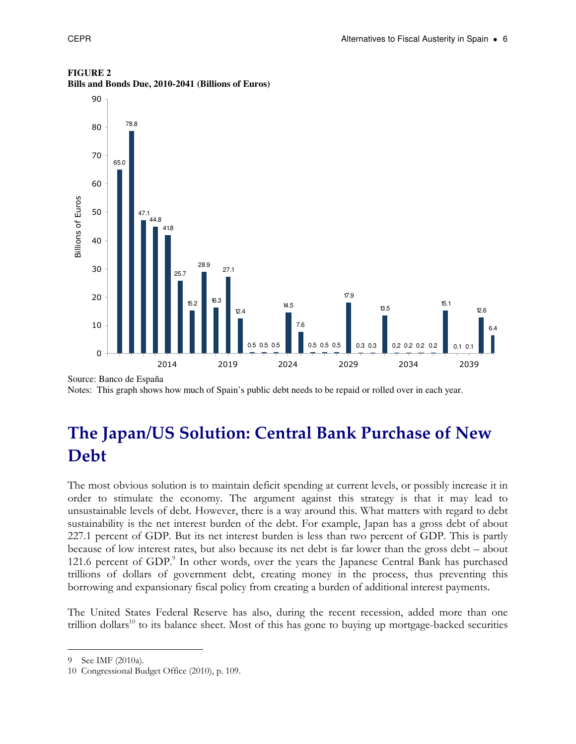**FIGURE 2**
**Bills and Bonds Due, 2010-2041 (Billions of Euros)**

Source: Banco de España
Notes: This graph shows how much of Spain's public debt needs to be repaid or rolled over in each year.

## The Japan/US Solution: Central Bank Purchase of New Debt

The most obvious solution is to maintain deficit spending at current levels, or possibly increase it in order to stimulate the economy. The argument against this strategy is that it may lead to unsustainable levels of debt. However, there is a way around this. What matters with regard to debt sustainability is the net interest burden of the debt. For example, Japan has a gross debt of about 227.1 percent of GDP. But its net interest burden is less than two percent of GDP. This is partly because of low interest rates, but also because its net debt is far lower than the gross debt – about 121.6 percent of GDP.[9] In other words, over the years the Japanese Central Bank has purchased trillions of dollars of government debt, creating money in the process, thus preventing this borrowing and expansionary fiscal policy from creating a burden of additional interest payments.

The United States Federal Reserve has also, during the recent recession, added more than one trillion dollars[10] to its balance sheet. Most of this has gone to buying up mortgage-backed securities

9 See IMF (2010a).
10 Congressional Budget Office (2010), p. 109.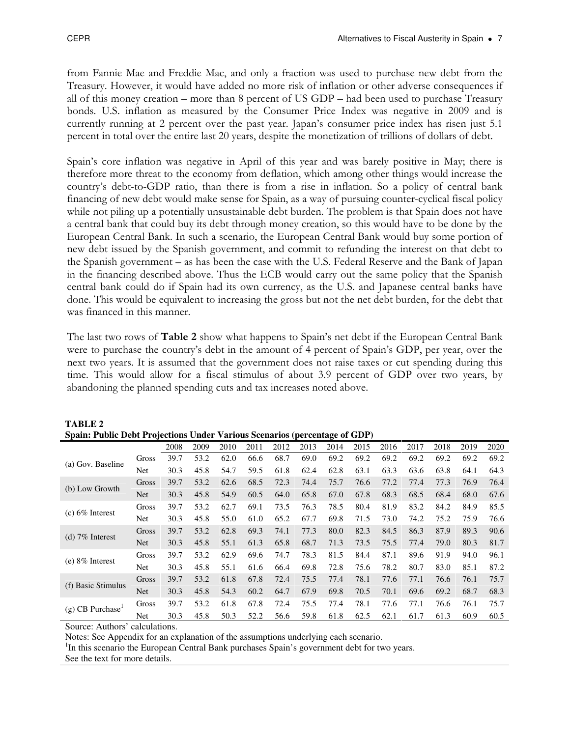from Fannie Mae and Freddie Mac, and only a fraction was used to purchase new debt from the Treasury. However, it would have added no more risk of inflation or other adverse consequences if all of this money creation – more than 8 percent of US GDP – had been used to purchase Treasury bonds. U.S. inflation as measured by the Consumer Price Index was negative in 2009 and is currently running at 2 percent over the past year. Japan's consumer price index has risen just 5.1 percent in total over the entire last 20 years, despite the monetization of trillions of dollars of debt.

Spain's core inflation was negative in April of this year and was barely positive in May; there is therefore more threat to the economy from deflation, which among other things would increase the country's debt-to-GDP ratio, than there is from a rise in inflation. So a policy of central bank financing of new debt would make sense for Spain, as a way of pursuing counter-cyclical fiscal policy while not piling up a potentially unsustainable debt burden. The problem is that Spain does not have a central bank that could buy its debt through money creation, so this would have to be done by the European Central Bank. In such a scenario, the European Central Bank would buy some portion of new debt issued by the Spanish government, and commit to refunding the interest on that debt to the Spanish government – as has been the case with the U.S. Federal Reserve and the Bank of Japan in the financing described above. Thus the ECB would carry out the same policy that the Spanish central bank could do if Spain had its own currency, as the U.S. and Japanese central banks have done. This would be equivalent to increasing the gross but not the net debt burden, for the debt that was financed in this manner.

The last two rows of **Table 2** show what happens to Spain's net debt if the European Central Bank were to purchase the country's debt in the amount of 4 percent of Spain's GDP, per year, over the next two years. It is assumed that the government does not raise taxes or cut spending during this time. This would allow for a fiscal stimulus of about 3.9 percent of GDP over two years, by abandoning the planned spending cuts and tax increases noted above.

**TABLE 2**
**Spain: Public Debt Projections Under Various Scenarios (percentage of GDP)**

| | | 2008 | 2009 | 2010 | 2011 | 2012 | 2013 | 2014 | 2015 | 2016 | 2017 | 2018 | 2019 | 2020 |
|---|---|---|---|---|---|---|---|---|---|---|---|---|---|---|
| (a) Gov. Baseline | Gross | 39.7 | 53.2 | 62.0 | 66.6 | 68.7 | 69.0 | 69.2 | 69.2 | 69.2 | 69.2 | 69.2 | 69.2 | 69.2 |
| | Net | 30.3 | 45.8 | 54.7 | 59.5 | 61.8 | 62.4 | 62.8 | 63.1 | 63.3 | 63.6 | 63.8 | 64.1 | 64.3 |
| (b) Low Growth | Gross | 39.7 | 53.2 | 62.6 | 68.5 | 72.3 | 74.4 | 75.7 | 76.6 | 77.2 | 77.4 | 77.3 | 76.9 | 76.4 |
| | Net | 30.3 | 45.8 | 54.9 | 60.5 | 64.0 | 65.8 | 67.0 | 67.8 | 68.3 | 68.5 | 68.4 | 68.0 | 67.6 |
| (c) 6% Interest | Gross | 39.7 | 53.2 | 62.7 | 69.1 | 73.5 | 76.3 | 78.5 | 80.4 | 81.9 | 83.2 | 84.2 | 84.9 | 85.5 |
| | Net | 30.3 | 45.8 | 55.0 | 61.0 | 65.2 | 67.7 | 69.8 | 71.5 | 73.0 | 74.2 | 75.2 | 75.9 | 76.6 |
| (d) 7% Interest | Gross | 39.7 | 53.2 | 62.8 | 69.3 | 74.1 | 77.3 | 80.0 | 82.3 | 84.5 | 86.3 | 87.9 | 89.3 | 90.6 |
| | Net | 30.3 | 45.8 | 55.1 | 61.3 | 65.8 | 68.7 | 71.3 | 73.5 | 75.5 | 77.4 | 79.0 | 80.3 | 81.7 |
| (e) 8% Interest | Gross | 39.7 | 53.2 | 62.9 | 69.6 | 74.7 | 78.3 | 81.5 | 84.4 | 87.1 | 89.6 | 91.9 | 94.0 | 96.1 |
| | Net | 30.3 | 45.8 | 55.1 | 61.6 | 66.4 | 69.8 | 72.8 | 75.6 | 78.2 | 80.7 | 83.0 | 85.1 | 87.2 |
| (f) Basic Stimulus | Gross | 39.7 | 53.2 | 61.8 | 67.8 | 72.4 | 75.5 | 77.4 | 78.1 | 77.6 | 77.1 | 76.6 | 76.1 | 75.7 |
| | Net | 30.3 | 45.8 | 54.3 | 60.2 | 64.7 | 67.9 | 69.8 | 70.5 | 70.1 | 69.6 | 69.2 | 68.7 | 68.3 |
| (g) CB Purchase[1] | Gross | 39.7 | 53.2 | 61.8 | 67.8 | 72.4 | 75.5 | 77.4 | 78.1 | 77.6 | 77.1 | 76.6 | 76.1 | 75.7 |
| | Net | 30.3 | 45.8 | 50.3 | 52.2 | 56.6 | 59.8 | 61.8 | 62.5 | 62.1 | 61.7 | 61.3 | 60.9 | 60.5 |

Source: Authors' calculations.

Notes: See Appendix for an explanation of the assumptions underlying each scenario.

[1]In this scenario the European Central Bank purchases Spain's government debt for two years. See the text for more details.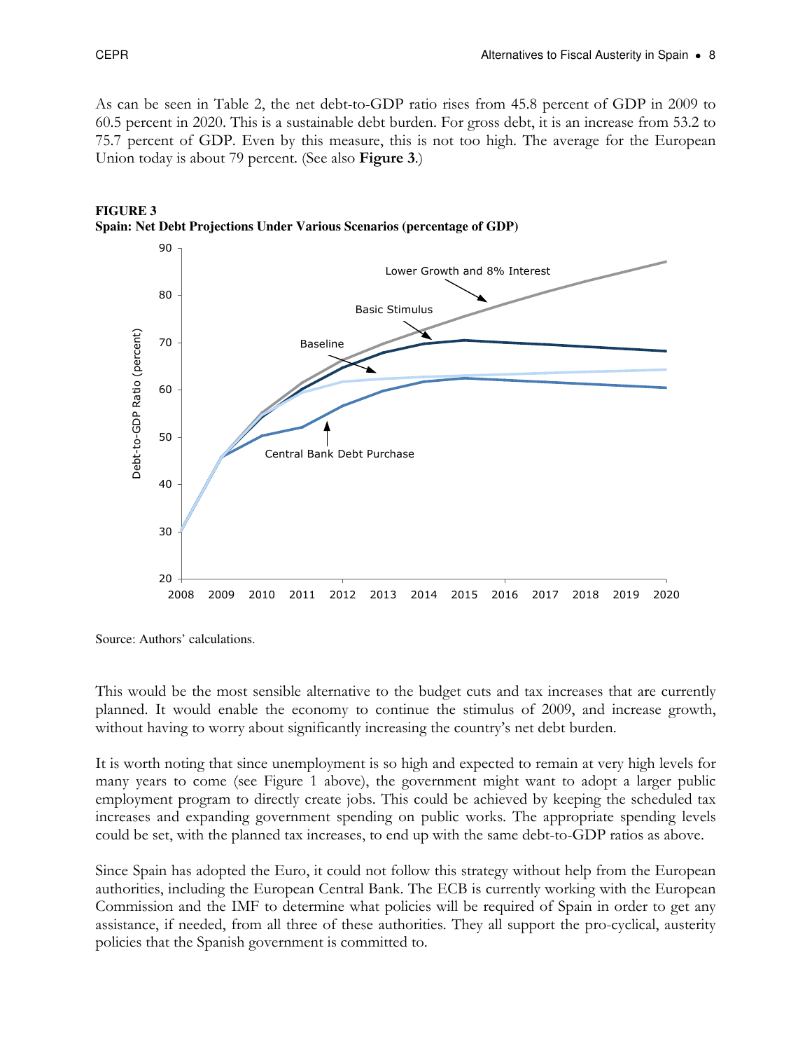As can be seen in Table 2, the net debt-to-GDP ratio rises from 45.8 percent of GDP in 2009 to 60.5 percent in 2020. This is a sustainable debt burden. For gross debt, it is an increase from 53.2 to 75.7 percent of GDP. Even by this measure, this is not too high. The average for the European Union today is about 79 percent. (See also **Figure 3**.)

**FIGURE 3**
**Spain: Net Debt Projections Under Various Scenarios (percentage of GDP)**

Source: Authors' calculations.

This would be the most sensible alternative to the budget cuts and tax increases that are currently planned. It would enable the economy to continue the stimulus of 2009, and increase growth, without having to worry about significantly increasing the country's net debt burden.

It is worth noting that since unemployment is so high and expected to remain at very high levels for many years to come (see Figure 1 above), the government might want to adopt a larger public employment program to directly create jobs. This could be achieved by keeping the scheduled tax increases and expanding government spending on public works. The appropriate spending levels could be set, with the planned tax increases, to end up with the same debt-to-GDP ratios as above.

Since Spain has adopted the Euro, it could not follow this strategy without help from the European authorities, including the European Central Bank. The ECB is currently working with the European Commission and the IMF to determine what policies will be required of Spain in order to get any assistance, if needed, from all three of these authorities. They all support the pro-cyclical, austerity policies that the Spanish government is committed to.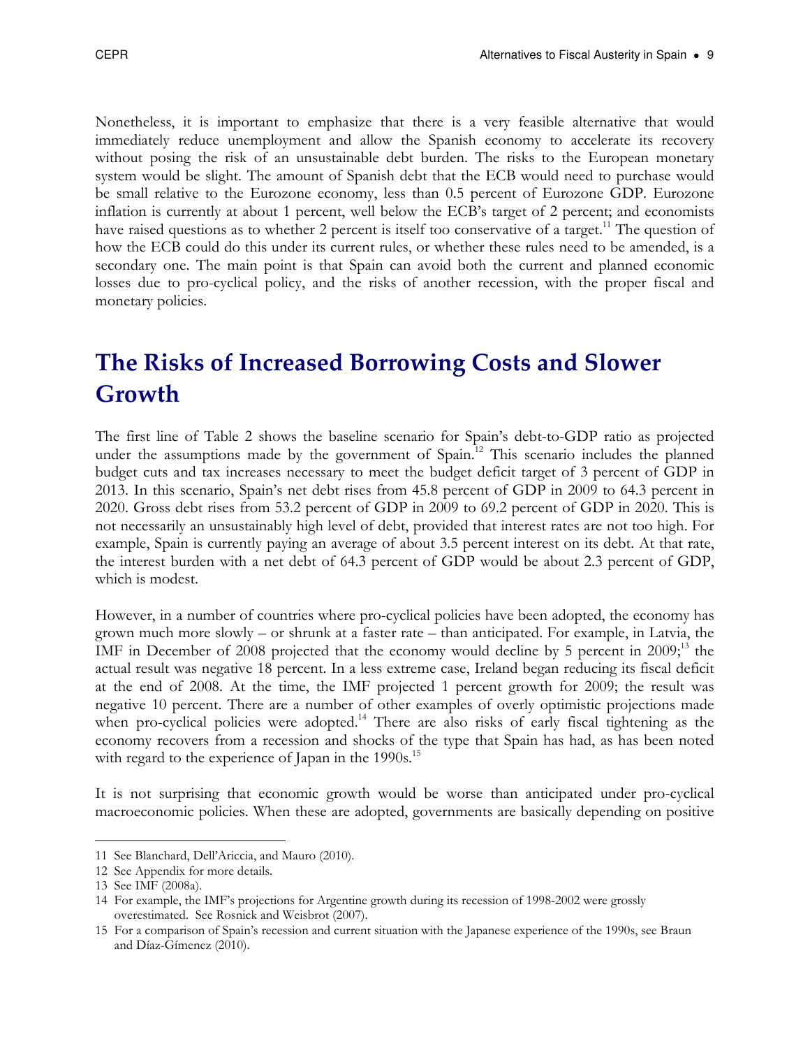Nonetheless, it is important to emphasize that there is a very feasible alternative that would immediately reduce unemployment and allow the Spanish economy to accelerate its recovery without posing the risk of an unsustainable debt burden. The risks to the European monetary system would be slight. The amount of Spanish debt that the ECB would need to purchase would be small relative to the Eurozone economy, less than 0.5 percent of Eurozone GDP. Eurozone inflation is currently at about 1 percent, well below the ECB's target of 2 percent; and economists have raised questions as to whether 2 percent is itself too conservative of a target.[11] The question of how the ECB could do this under its current rules, or whether these rules need to be amended, is a secondary one. The main point is that Spain can avoid both the current and planned economic losses due to pro-cyclical policy, and the risks of another recession, with the proper fiscal and monetary policies.

# The Risks of Increased Borrowing Costs and Slower Growth

The first line of Table 2 shows the baseline scenario for Spain's debt-to-GDP ratio as projected under the assumptions made by the government of Spain.[12] This scenario includes the planned budget cuts and tax increases necessary to meet the budget deficit target of 3 percent of GDP in 2013. In this scenario, Spain's net debt rises from 45.8 percent of GDP in 2009 to 64.3 percent in 2020. Gross debt rises from 53.2 percent of GDP in 2009 to 69.2 percent of GDP in 2020. This is not necessarily an unsustainably high level of debt, provided that interest rates are not too high. For example, Spain is currently paying an average of about 3.5 percent interest on its debt. At that rate, the interest burden with a net debt of 64.3 percent of GDP would be about 2.3 percent of GDP, which is modest.

However, in a number of countries where pro-cyclical policies have been adopted, the economy has grown much more slowly – or shrunk at a faster rate – than anticipated. For example, in Latvia, the IMF in December of 2008 projected that the economy would decline by 5 percent in 2009;[13] the actual result was negative 18 percent. In a less extreme case, Ireland began reducing its fiscal deficit at the end of 2008. At the time, the IMF projected 1 percent growth for 2009; the result was negative 10 percent. There are a number of other examples of overly optimistic projections made when pro-cyclical policies were adopted.[14] There are also risks of early fiscal tightening as the economy recovers from a recession and shocks of the type that Spain has had, as has been noted with regard to the experience of Japan in the 1990s.[15]

It is not surprising that economic growth would be worse than anticipated under pro-cyclical macroeconomic policies. When these are adopted, governments are basically depending on positive

---

11 See Blanchard, Dell'Ariccia, and Mauro (2010).

12 See Appendix for more details.

13 See IMF (2008a).

14 For example, the IMF's projections for Argentine growth during its recession of 1998-2002 were grossly overestimated. See Rosnick and Weisbrot (2007).

15 For a comparison of Spain's recession and current situation with the Japanese experience of the 1990s, see Braun and Díaz-Gímenez (2010).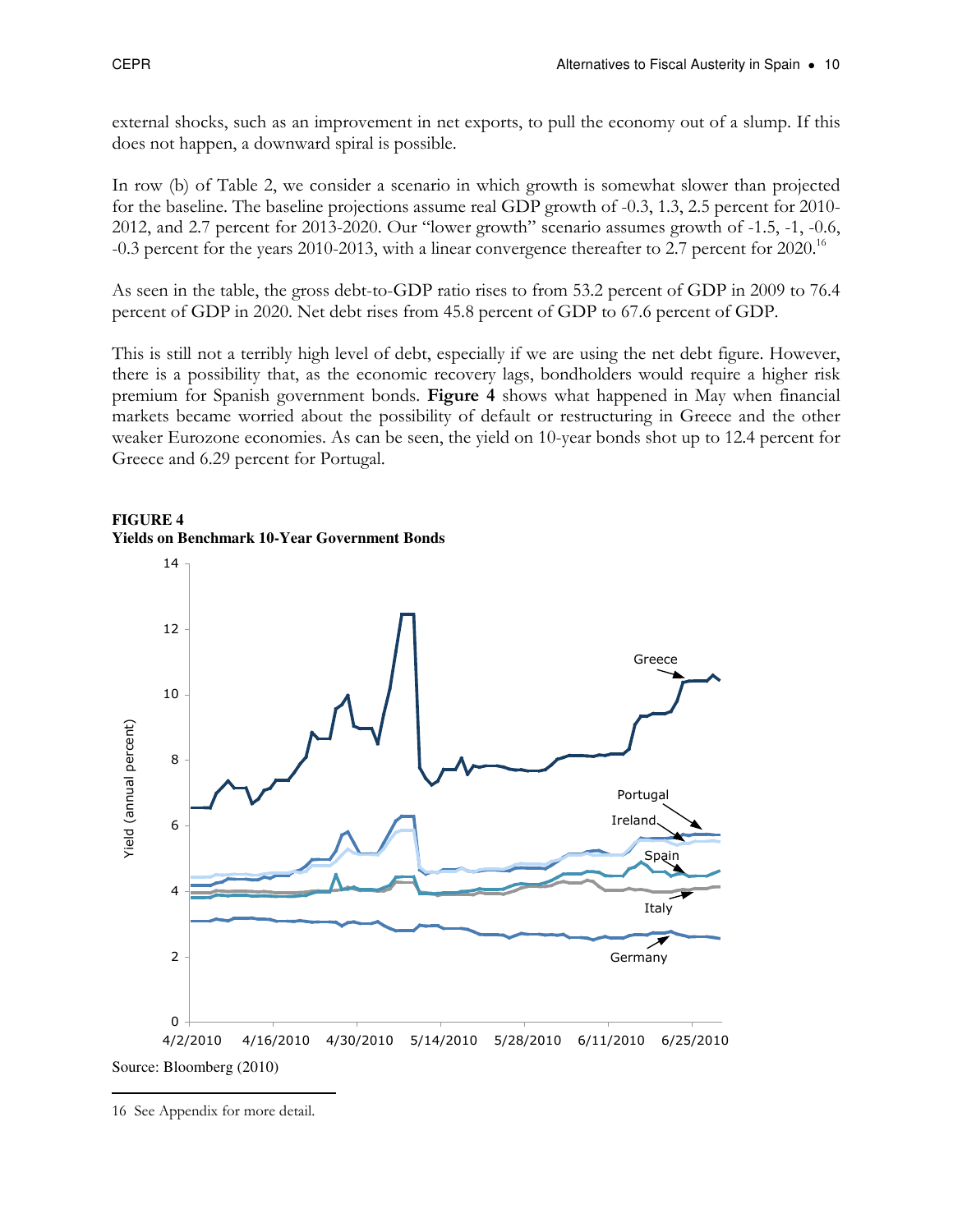external shocks, such as an improvement in net exports, to pull the economy out of a slump. If this does not happen, a downward spiral is possible.

In row (b) of Table 2, we consider a scenario in which growth is somewhat slower than projected for the baseline. The baseline projections assume real GDP growth of -0.3, 1.3, 2.5 percent for 2010-2012, and 2.7 percent for 2013-2020. Our "lower growth" scenario assumes growth of -1.5, -1, -0.6, -0.3 percent for the years 2010-2013, with a linear convergence thereafter to 2.7 percent for 2020.[16]

As seen in the table, the gross debt-to-GDP ratio rises to from 53.2 percent of GDP in 2009 to 76.4 percent of GDP in 2020. Net debt rises from 45.8 percent of GDP to 67.6 percent of GDP.

This is still not a terribly high level of debt, especially if we are using the net debt figure. However, there is a possibility that, as the economic recovery lags, bondholders would require a higher risk premium for Spanish government bonds. **Figure 4** shows what happened in May when financial markets became worried about the possibility of default or restructuring in Greece and the other weaker Eurozone economies. As can be seen, the yield on 10-year bonds shot up to 12.4 percent for Greece and 6.29 percent for Portugal.

**FIGURE 4**
**Yields on Benchmark 10-Year Government Bonds**

Source: Bloomberg (2010)

16 See Appendix for more detail.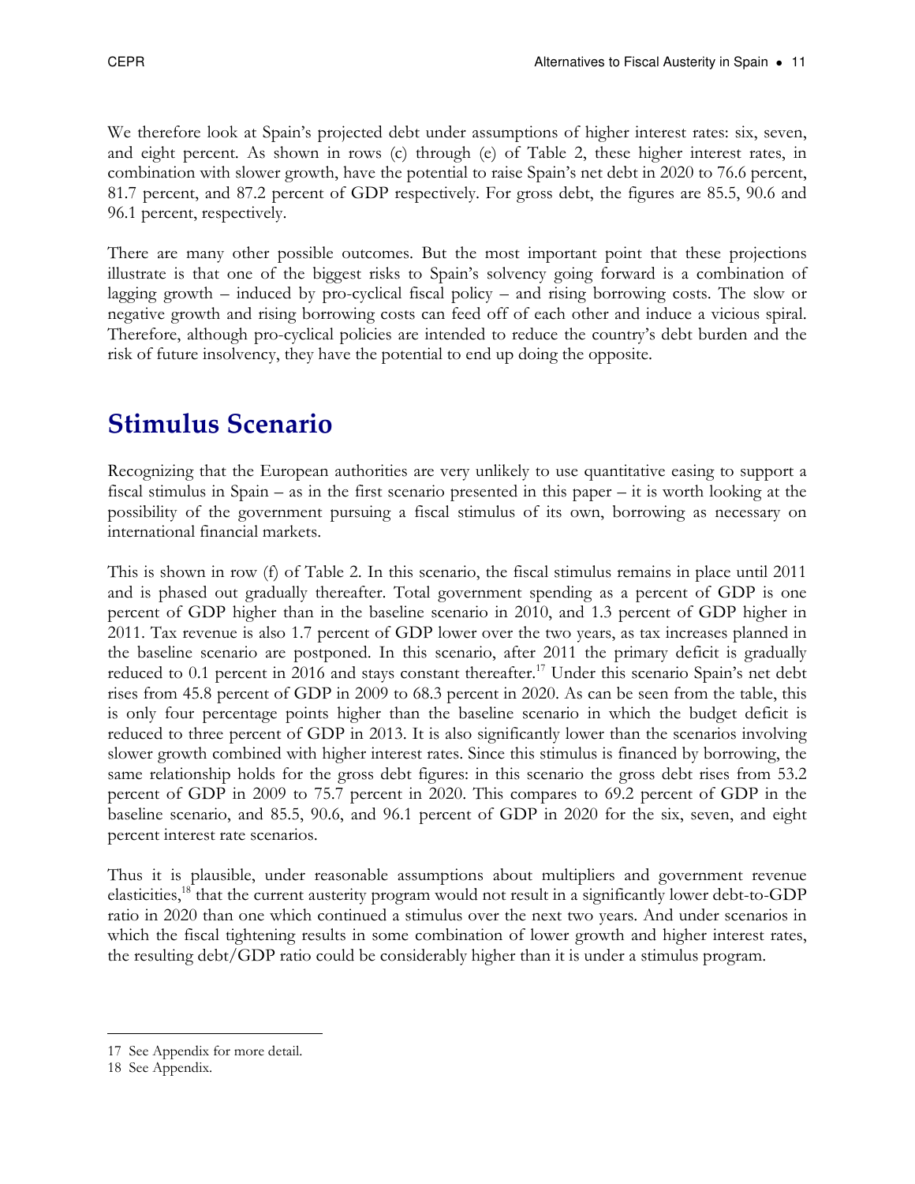We therefore look at Spain's projected debt under assumptions of higher interest rates: six, seven, and eight percent. As shown in rows (c) through (e) of Table 2, these higher interest rates, in combination with slower growth, have the potential to raise Spain's net debt in 2020 to 76.6 percent, 81.7 percent, and 87.2 percent of GDP respectively. For gross debt, the figures are 85.5, 90.6 and 96.1 percent, respectively.

There are many other possible outcomes. But the most important point that these projections illustrate is that one of the biggest risks to Spain's solvency going forward is a combination of lagging growth – induced by pro-cyclical fiscal policy – and rising borrowing costs. The slow or negative growth and rising borrowing costs can feed off of each other and induce a vicious spiral. Therefore, although pro-cyclical policies are intended to reduce the country's debt burden and the risk of future insolvency, they have the potential to end up doing the opposite.

# Stimulus Scenario

Recognizing that the European authorities are very unlikely to use quantitative easing to support a fiscal stimulus in Spain – as in the first scenario presented in this paper – it is worth looking at the possibility of the government pursuing a fiscal stimulus of its own, borrowing as necessary on international financial markets.

This is shown in row (f) of Table 2. In this scenario, the fiscal stimulus remains in place until 2011 and is phased out gradually thereafter. Total government spending as a percent of GDP is one percent of GDP higher than in the baseline scenario in 2010, and 1.3 percent of GDP higher in 2011. Tax revenue is also 1.7 percent of GDP lower over the two years, as tax increases planned in the baseline scenario are postponed. In this scenario, after 2011 the primary deficit is gradually reduced to 0.1 percent in 2016 and stays constant thereafter.[17] Under this scenario Spain's net debt rises from 45.8 percent of GDP in 2009 to 68.3 percent in 2020. As can be seen from the table, this is only four percentage points higher than the baseline scenario in which the budget deficit is reduced to three percent of GDP in 2013. It is also significantly lower than the scenarios involving slower growth combined with higher interest rates. Since this stimulus is financed by borrowing, the same relationship holds for the gross debt figures: in this scenario the gross debt rises from 53.2 percent of GDP in 2009 to 75.7 percent in 2020. This compares to 69.2 percent of GDP in the baseline scenario, and 85.5, 90.6, and 96.1 percent of GDP in 2020 for the six, seven, and eight percent interest rate scenarios.

Thus it is plausible, under reasonable assumptions about multipliers and government revenue elasticities,[18] that the current austerity program would not result in a significantly lower debt-to-GDP ratio in 2020 than one which continued a stimulus over the next two years. And under scenarios in which the fiscal tightening results in some combination of lower growth and higher interest rates, the resulting debt/GDP ratio could be considerably higher than it is under a stimulus program.

---

17 See Appendix for more detail.

18 See Appendix.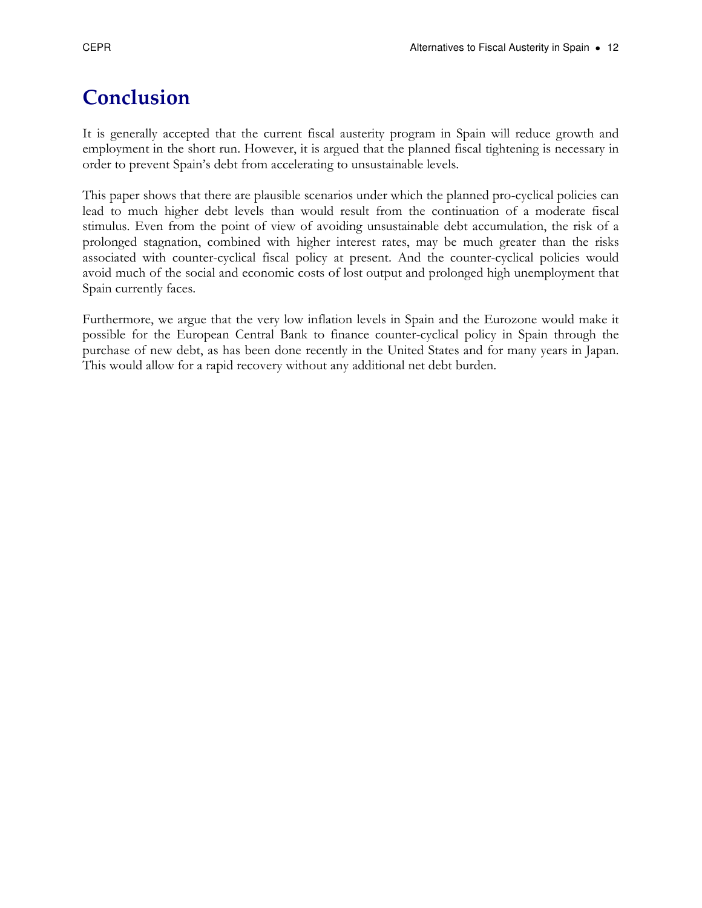# Conclusion

It is generally accepted that the current fiscal austerity program in Spain will reduce growth and employment in the short run. However, it is argued that the planned fiscal tightening is necessary in order to prevent Spain's debt from accelerating to unsustainable levels.

This paper shows that there are plausible scenarios under which the planned pro-cyclical policies can lead to much higher debt levels than would result from the continuation of a moderate fiscal stimulus. Even from the point of view of avoiding unsustainable debt accumulation, the risk of a prolonged stagnation, combined with higher interest rates, may be much greater than the risks associated with counter-cyclical fiscal policy at present. And the counter-cyclical policies would avoid much of the social and economic costs of lost output and prolonged high unemployment that Spain currently faces.

Furthermore, we argue that the very low inflation levels in Spain and the Eurozone would make it possible for the European Central Bank to finance counter-cyclical policy in Spain through the purchase of new debt, as has been done recently in the United States and for many years in Japan. This would allow for a rapid recovery without any additional net debt burden.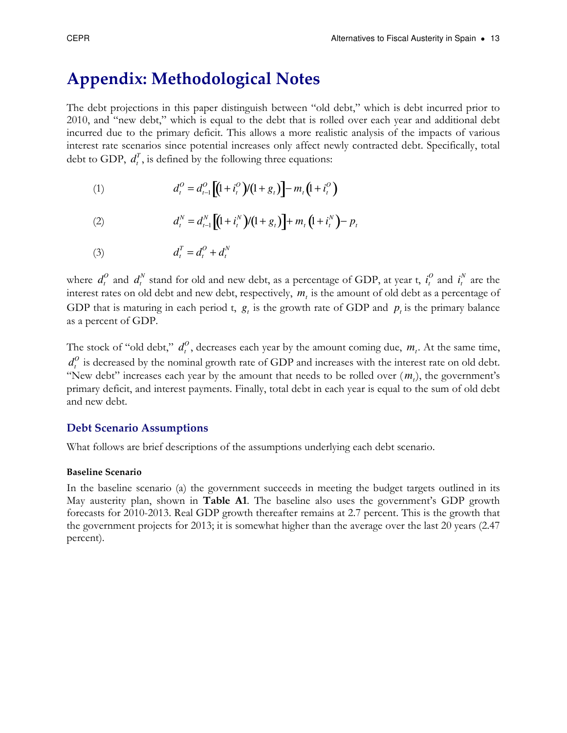# Appendix: Methodological Notes

The debt projections in this paper distinguish between "old debt," which is debt incurred prior to 2010, and "new debt," which is equal to the debt that is rolled over each year and additional debt incurred due to the primary deficit. This allows a more realistic analysis of the impacts of various interest rate scenarios since potential increases only affect newly contracted debt. Specifically, total debt to GDP, $d_t^T$, is defined by the following three equations:

(1) $$d_t^O = d_{t-1}^O \left[ \left(1 + i_t^O\right) / \left(1 + g_t\right) \right] - m_t \left(1 + i_t^O\right)$$

(2) $$d_t^N = d_{t-1}^N \left[ \left(1 + i_t^N\right) / \left(1 + g_t\right) \right] + m_t \left(1 + i_t^N\right) - p_t$$

(3) $$d_t^T = d_t^O + d_t^N$$

where $d_t^O$ and $d_t^N$ stand for old and new debt, as a percentage of GDP, at year t, $i_t^O$ and $i_t^N$ are the interest rates on old debt and new debt, respectively, $m_t$ is the amount of old debt as a percentage of GDP that is maturing in each period t, $g_t$ is the growth rate of GDP and $p_t$ is the primary balance as a percent of GDP.

The stock of "old debt," $d_t^O$, decreases each year by the amount coming due, $m_t$. At the same time, $d_t^O$ is decreased by the nominal growth rate of GDP and increases with the interest rate on old debt. "New debt" increases each year by the amount that needs to be rolled over ($m_t$), the government's primary deficit, and interest payments. Finally, total debt in each year is equal to the sum of old debt and new debt.

## Debt Scenario Assumptions

What follows are brief descriptions of the assumptions underlying each debt scenario.

#### Baseline Scenario

In the baseline scenario (a) the government succeeds in meeting the budget targets outlined in its May austerity plan, shown in **Table A1**. The baseline also uses the government's GDP growth forecasts for 2010-2013. Real GDP growth thereafter remains at 2.7 percent. This is the growth that the government projects for 2013; it is somewhat higher than the average over the last 20 years (2.47 percent).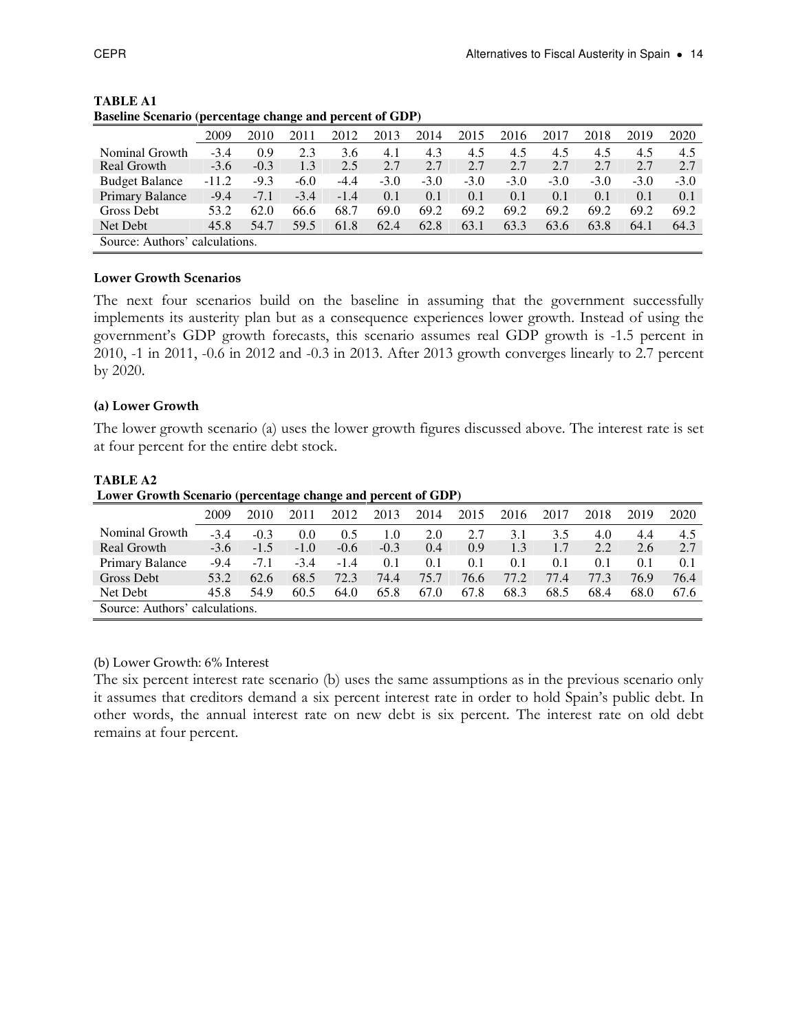**TABLE A1**
**Baseline Scenario (percentage change and percent of GDP)**

| | 2009 | 2010 | 2011 | 2012 | 2013 | 2014 | 2015 | 2016 | 2017 | 2018 | 2019 | 2020 |
|---|---|---|---|---|---|---|---|---|---|---|---|---|
| Nominal Growth | -3.4 | 0.9 | 2.3 | 3.6 | 4.1 | 4.3 | 4.5 | 4.5 | 4.5 | 4.5 | 4.5 | 4.5 |
| Real Growth | -3.6 | -0.3 | 1.3 | 2.5 | 2.7 | 2.7 | 2.7 | 2.7 | 2.7 | 2.7 | 2.7 | 2.7 |
| Budget Balance | -11.2 | -9.3 | -6.0 | -4.4 | -3.0 | -3.0 | -3.0 | -3.0 | -3.0 | -3.0 | -3.0 | -3.0 |
| Primary Balance | -9.4 | -7.1 | -3.4 | -1.4 | 0.1 | 0.1 | 0.1 | 0.1 | 0.1 | 0.1 | 0.1 | 0.1 |
| Gross Debt | 53.2 | 62.0 | 66.6 | 68.7 | 69.0 | 69.2 | 69.2 | 69.2 | 69.2 | 69.2 | 69.2 | 69.2 |
| Net Debt | 45.8 | 54.7 | 59.5 | 61.8 | 62.4 | 62.8 | 63.1 | 63.3 | 63.6 | 63.8 | 64.1 | 64.3 |

Source: Authors' calculations.

**Lower Growth Scenarios**

The next four scenarios build on the baseline in assuming that the government successfully implements its austerity plan but as a consequence experiences lower growth. Instead of using the government's GDP growth forecasts, this scenario assumes real GDP growth is -1.5 percent in 2010, -1 in 2011, -0.6 in 2012 and -0.3 in 2013. After 2013 growth converges linearly to 2.7 percent by 2020.

**(a) Lower Growth**

The lower growth scenario (a) uses the lower growth figures discussed above. The interest rate is set at four percent for the entire debt stock.

**TABLE A2**
**Lower Growth Scenario (percentage change and percent of GDP)**

| | 2009 | 2010 | 2011 | 2012 | 2013 | 2014 | 2015 | 2016 | 2017 | 2018 | 2019 | 2020 |
|---|---|---|---|---|---|---|---|---|---|---|---|---|
| Nominal Growth | -3.4 | -0.3 | 0.0 | 0.5 | 1.0 | 2.0 | 2.7 | 3.1 | 3.5 | 4.0 | 4.4 | 4.5 |
| Real Growth | -3.6 | -1.5 | -1.0 | -0.6 | -0.3 | 0.4 | 0.9 | 1.3 | 1.7 | 2.2 | 2.6 | 2.7 |
| Primary Balance | -9.4 | -7.1 | -3.4 | -1.4 | 0.1 | 0.1 | 0.1 | 0.1 | 0.1 | 0.1 | 0.1 | 0.1 |
| Gross Debt | 53.2 | 62.6 | 68.5 | 72.3 | 74.4 | 75.7 | 76.6 | 77.2 | 77.4 | 77.3 | 76.9 | 76.4 |
| Net Debt | 45.8 | 54.9 | 60.5 | 64.0 | 65.8 | 67.0 | 67.8 | 68.3 | 68.5 | 68.4 | 68.0 | 67.6 |

Source: Authors' calculations.

(b) Lower Growth: 6% Interest

The six percent interest rate scenario (b) uses the same assumptions as in the previous scenario only it assumes that creditors demand a six percent interest rate in order to hold Spain's public debt. In other words, the annual interest rate on new debt is six percent. The interest rate on old debt remains at four percent.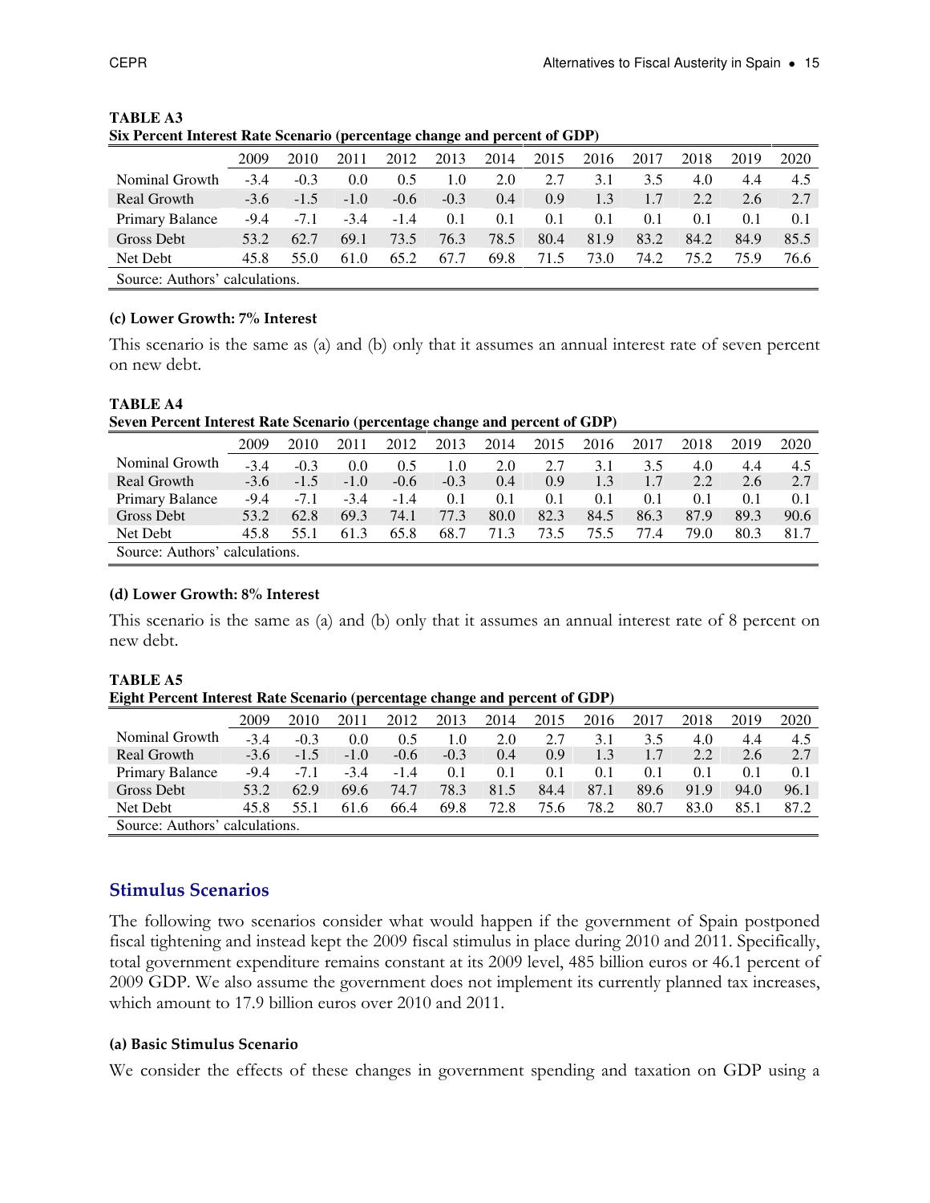**TABLE A3**
**Six Percent Interest Rate Scenario (percentage change and percent of GDP)**

| | 2009 | 2010 | 2011 | 2012 | 2013 | 2014 | 2015 | 2016 | 2017 | 2018 | 2019 | 2020 |
|---|---|---|---|---|---|---|---|---|---|---|---|---|
| Nominal Growth | -3.4 | -0.3 | 0.0 | 0.5 | 1.0 | 2.0 | 2.7 | 3.1 | 3.5 | 4.0 | 4.4 | 4.5 |
| Real Growth | -3.6 | -1.5 | -1.0 | -0.6 | -0.3 | 0.4 | 0.9 | 1.3 | 1.7 | 2.2 | 2.6 | 2.7 |
| Primary Balance | -9.4 | -7.1 | -3.4 | -1.4 | 0.1 | 0.1 | 0.1 | 0.1 | 0.1 | 0.1 | 0.1 | 0.1 |
| Gross Debt | 53.2 | 62.7 | 69.1 | 73.5 | 76.3 | 78.5 | 80.4 | 81.9 | 83.2 | 84.2 | 84.9 | 85.5 |
| Net Debt | 45.8 | 55.0 | 61.0 | 65.2 | 67.7 | 69.8 | 71.5 | 73.0 | 74.2 | 75.2 | 75.9 | 76.6 |

Source: Authors' calculations.

**(c) Lower Growth: 7% Interest**

This scenario is the same as (a) and (b) only that it assumes an annual interest rate of seven percent on new debt.

**TABLE A4**
**Seven Percent Interest Rate Scenario (percentage change and percent of GDP)**

| | 2009 | 2010 | 2011 | 2012 | 2013 | 2014 | 2015 | 2016 | 2017 | 2018 | 2019 | 2020 |
|---|---|---|---|---|---|---|---|---|---|---|---|---|
| Nominal Growth | -3.4 | -0.3 | 0.0 | 0.5 | 1.0 | 2.0 | 2.7 | 3.1 | 3.5 | 4.0 | 4.4 | 4.5 |
| Real Growth | -3.6 | -1.5 | -1.0 | -0.6 | -0.3 | 0.4 | 0.9 | 1.3 | 1.7 | 2.2 | 2.6 | 2.7 |
| Primary Balance | -9.4 | -7.1 | -3.4 | -1.4 | 0.1 | 0.1 | 0.1 | 0.1 | 0.1 | 0.1 | 0.1 | 0.1 |
| Gross Debt | 53.2 | 62.8 | 69.3 | 74.1 | 77.3 | 80.0 | 82.3 | 84.5 | 86.3 | 87.9 | 89.3 | 90.6 |
| Net Debt | 45.8 | 55.1 | 61.3 | 65.8 | 68.7 | 71.3 | 73.5 | 75.5 | 77.4 | 79.0 | 80.3 | 81.7 |

Source: Authors' calculations.

**(d) Lower Growth: 8% Interest**

This scenario is the same as (a) and (b) only that it assumes an annual interest rate of 8 percent on new debt.

**TABLE A5**
**Eight Percent Interest Rate Scenario (percentage change and percent of GDP)**

| | 2009 | 2010 | 2011 | 2012 | 2013 | 2014 | 2015 | 2016 | 2017 | 2018 | 2019 | 2020 |
|---|---|---|---|---|---|---|---|---|---|---|---|---|
| Nominal Growth | -3.4 | -0.3 | 0.0 | 0.5 | 1.0 | 2.0 | 2.7 | 3.1 | 3.5 | 4.0 | 4.4 | 4.5 |
| Real Growth | -3.6 | -1.5 | -1.0 | -0.6 | -0.3 | 0.4 | 0.9 | 1.3 | 1.7 | 2.2 | 2.6 | 2.7 |
| Primary Balance | -9.4 | -7.1 | -3.4 | -1.4 | 0.1 | 0.1 | 0.1 | 0.1 | 0.1 | 0.1 | 0.1 | 0.1 |
| Gross Debt | 53.2 | 62.9 | 69.6 | 74.7 | 78.3 | 81.5 | 84.4 | 87.1 | 89.6 | 91.9 | 94.0 | 96.1 |
| Net Debt | 45.8 | 55.1 | 61.6 | 66.4 | 69.8 | 72.8 | 75.6 | 78.2 | 80.7 | 83.0 | 85.1 | 87.2 |

Source: Authors' calculations.

## Stimulus Scenarios

The following two scenarios consider what would happen if the government of Spain postponed fiscal tightening and instead kept the 2009 fiscal stimulus in place during 2010 and 2011. Specifically, total government expenditure remains constant at its 2009 level, 485 billion euros or 46.1 percent of 2009 GDP. We also assume the government does not implement its currently planned tax increases, which amount to 17.9 billion euros over 2010 and 2011.

**(a) Basic Stimulus Scenario**

We consider the effects of these changes in government spending and taxation on GDP using a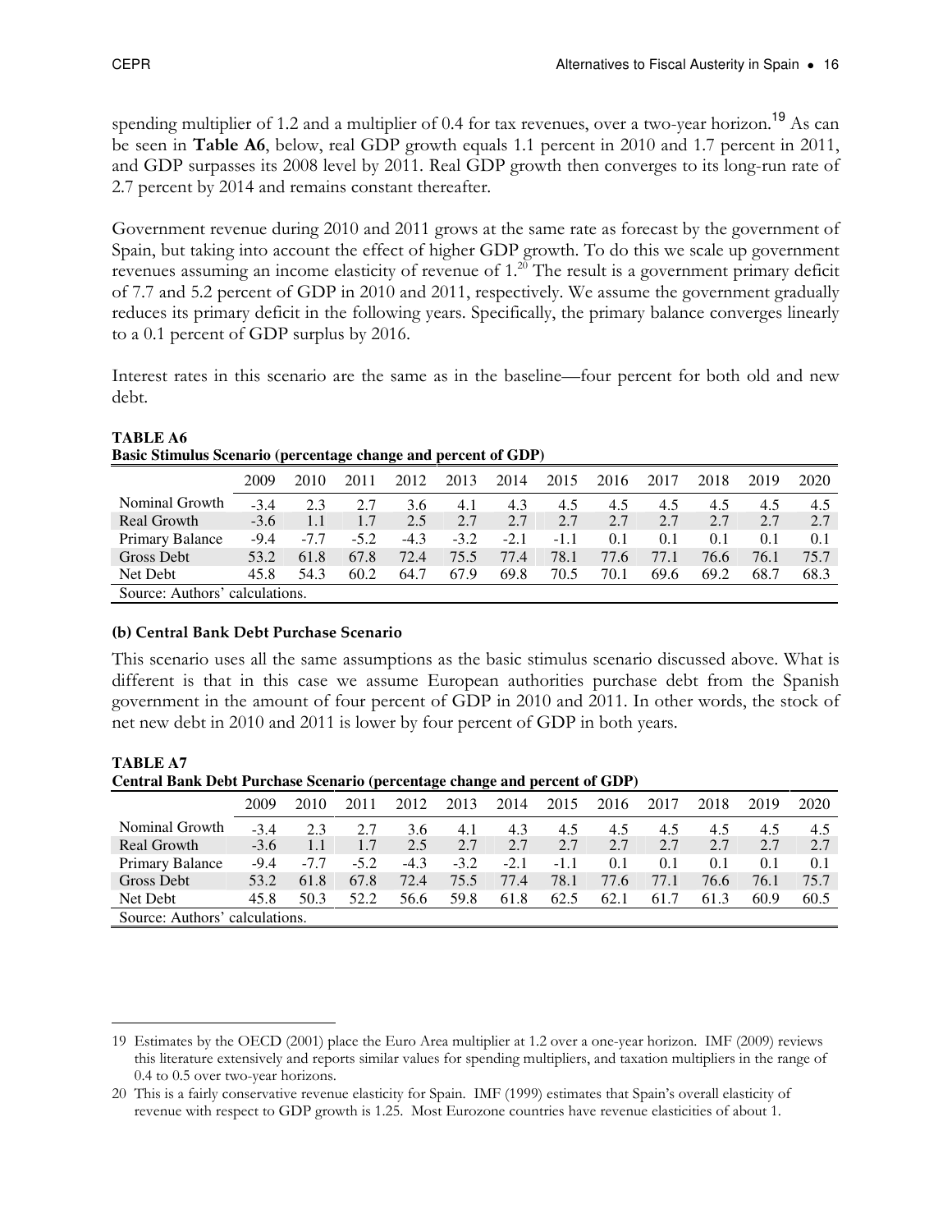spending multiplier of 1.2 and a multiplier of 0.4 for tax revenues, over a two-year horizon.[19] As can be seen in **Table A6**, below, real GDP growth equals 1.1 percent in 2010 and 1.7 percent in 2011, and GDP surpasses its 2008 level by 2011. Real GDP growth then converges to its long-run rate of 2.7 percent by 2014 and remains constant thereafter.

Government revenue during 2010 and 2011 grows at the same rate as forecast by the government of Spain, but taking into account the effect of higher GDP growth. To do this we scale up government revenues assuming an income elasticity of revenue of 1.[20] The result is a government primary deficit of 7.7 and 5.2 percent of GDP in 2010 and 2011, respectively. We assume the government gradually reduces its primary deficit in the following years. Specifically, the primary balance converges linearly to a 0.1 percent of GDP surplus by 2016.

Interest rates in this scenario are the same as in the baseline—four percent for both old and new debt.

**TABLE A6**
**Basic Stimulus Scenario (percentage change and percent of GDP)**

| | 2009 | 2010 | 2011 | 2012 | 2013 | 2014 | 2015 | 2016 | 2017 | 2018 | 2019 | 2020 |
|---|---|---|---|---|---|---|---|---|---|---|---|---|
| Nominal Growth | -3.4 | 2.3 | 2.7 | 3.6 | 4.1 | 4.3 | 4.5 | 4.5 | 4.5 | 4.5 | 4.5 | 4.5 |
| Real Growth | -3.6 | 1.1 | 1.7 | 2.5 | 2.7 | 2.7 | 2.7 | 2.7 | 2.7 | 2.7 | 2.7 | 2.7 |
| Primary Balance | -9.4 | -7.7 | -5.2 | -4.3 | -3.2 | -2.1 | -1.1 | 0.1 | 0.1 | 0.1 | 0.1 | 0.1 |
| Gross Debt | 53.2 | 61.8 | 67.8 | 72.4 | 75.5 | 77.4 | 78.1 | 77.6 | 77.1 | 76.6 | 76.1 | 75.7 |
| Net Debt | 45.8 | 54.3 | 60.2 | 64.7 | 67.9 | 69.8 | 70.5 | 70.1 | 69.6 | 69.2 | 68.7 | 68.3 |

Source: Authors' calculations.

### (b) Central Bank Debt Purchase Scenario

This scenario uses all the same assumptions as the basic stimulus scenario discussed above. What is different is that in this case we assume European authorities purchase debt from the Spanish government in the amount of four percent of GDP in 2010 and 2011. In other words, the stock of net new debt in 2010 and 2011 is lower by four percent of GDP in both years.

**TABLE A7**
**Central Bank Debt Purchase Scenario (percentage change and percent of GDP)**

| | 2009 | 2010 | 2011 | 2012 | 2013 | 2014 | 2015 | 2016 | 2017 | 2018 | 2019 | 2020 |
|---|---|---|---|---|---|---|---|---|---|---|---|---|
| Nominal Growth | -3.4 | 2.3 | 2.7 | 3.6 | 4.1 | 4.3 | 4.5 | 4.5 | 4.5 | 4.5 | 4.5 | 4.5 |
| Real Growth | -3.6 | 1.1 | 1.7 | 2.5 | 2.7 | 2.7 | 2.7 | 2.7 | 2.7 | 2.7 | 2.7 | 2.7 |
| Primary Balance | -9.4 | -7.7 | -5.2 | -4.3 | -3.2 | -2.1 | -1.1 | 0.1 | 0.1 | 0.1 | 0.1 | 0.1 |
| Gross Debt | 53.2 | 61.8 | 67.8 | 72.4 | 75.5 | 77.4 | 78.1 | 77.6 | 77.1 | 76.6 | 76.1 | 75.7 |
| Net Debt | 45.8 | 50.3 | 52.2 | 56.6 | 59.8 | 61.8 | 62.5 | 62.1 | 61.7 | 61.3 | 60.9 | 60.5 |

Source: Authors' calculations.

---

19 Estimates by the OECD (2001) place the Euro Area multiplier at 1.2 over a one-year horizon. IMF (2009) reviews this literature extensively and reports similar values for spending multipliers, and taxation multipliers in the range of 0.4 to 0.5 over two-year horizons.

20 This is a fairly conservative revenue elasticity for Spain. IMF (1999) estimates that Spain's overall elasticity of revenue with respect to GDP growth is 1.25. Most Eurozone countries have revenue elasticities of about 1.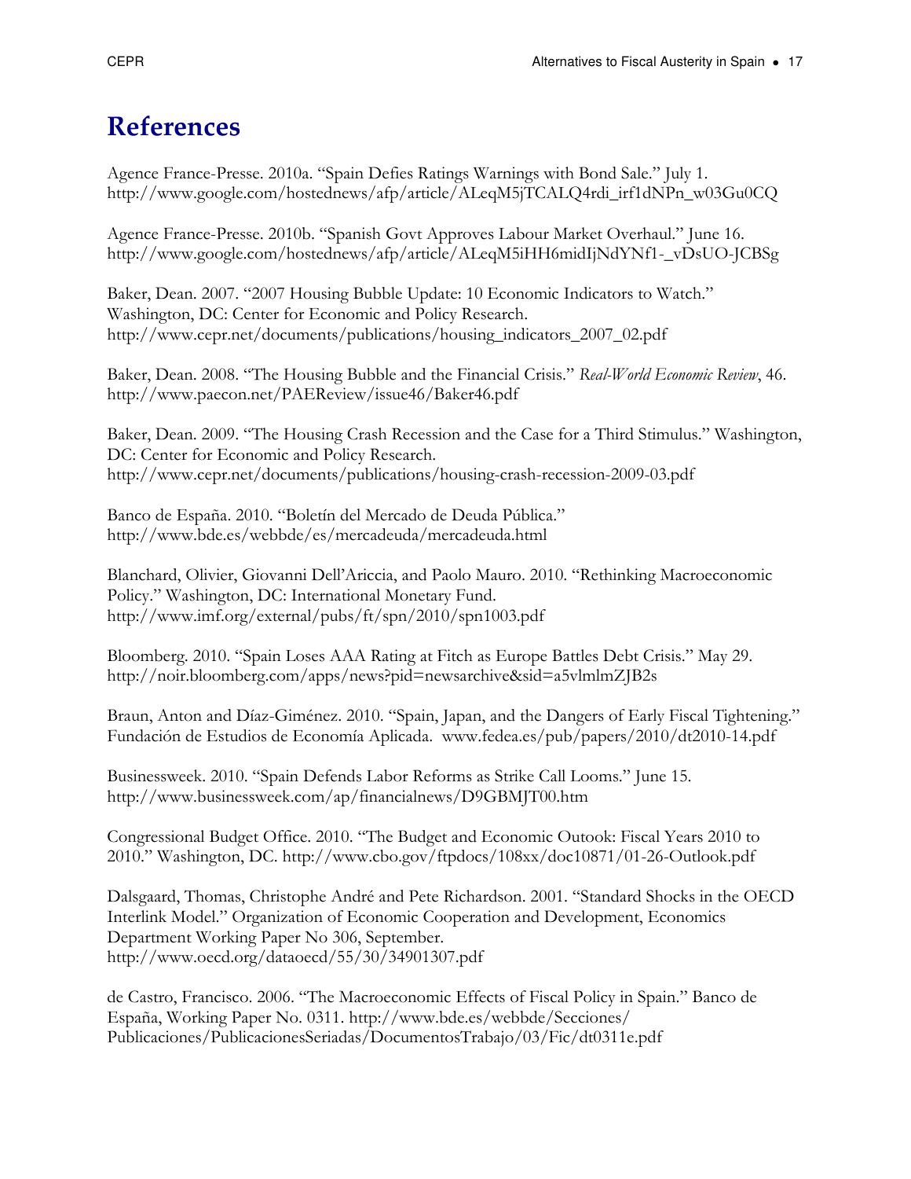# References

Agence France-Presse. 2010a. "Spain Defies Ratings Warnings with Bond Sale." July 1. http://www.google.com/hostednews/afp/article/ALeqM5jTCALQ4rdi_irf1dNPn_w03Gu0CQ

Agence France-Presse. 2010b. "Spanish Govt Approves Labour Market Overhaul." June 16. http://www.google.com/hostednews/afp/article/ALeqM5iHH6midIjNdYNf1-_vDsUO-JCBSg

Baker, Dean. 2007. "2007 Housing Bubble Update: 10 Economic Indicators to Watch." Washington, DC: Center for Economic and Policy Research. http://www.cepr.net/documents/publications/housing_indicators_2007_02.pdf

Baker, Dean. 2008. "The Housing Bubble and the Financial Crisis." *Real-World Economic Review*, 46. http://www.paecon.net/PAEReview/issue46/Baker46.pdf

Baker, Dean. 2009. "The Housing Crash Recession and the Case for a Third Stimulus." Washington, DC: Center for Economic and Policy Research. http://www.cepr.net/documents/publications/housing-crash-recession-2009-03.pdf

Banco de España. 2010. "Boletín del Mercado de Deuda Pública." http://www.bde.es/webbde/es/mercadeuda/mercadeuda.html

Blanchard, Olivier, Giovanni Dell'Ariccia, and Paolo Mauro. 2010. "Rethinking Macroeconomic Policy." Washington, DC: International Monetary Fund. http://www.imf.org/external/pubs/ft/spn/2010/spn1003.pdf

Bloomberg. 2010. "Spain Loses AAA Rating at Fitch as Europe Battles Debt Crisis." May 29. http://noir.bloomberg.com/apps/news?pid=newsarchive&sid=a5vlmlmZJB2s

Braun, Anton and Díaz-Giménez. 2010. "Spain, Japan, and the Dangers of Early Fiscal Tightening." Fundación de Estudios de Economía Aplicada. www.fedea.es/pub/papers/2010/dt2010-14.pdf

Businessweek. 2010. "Spain Defends Labor Reforms as Strike Call Looms." June 15. http://www.businessweek.com/ap/financialnews/D9GBMJT00.htm

Congressional Budget Office. 2010. "The Budget and Economic Outook: Fiscal Years 2010 to 2010." Washington, DC. http://www.cbo.gov/ftpdocs/108xx/doc10871/01-26-Outlook.pdf

Dalsgaard, Thomas, Christophe André and Pete Richardson. 2001. "Standard Shocks in the OECD Interlink Model." Organization of Economic Cooperation and Development, Economics Department Working Paper No 306, September. http://www.oecd.org/dataoecd/55/30/34901307.pdf

de Castro, Francisco. 2006. "The Macroeconomic Effects of Fiscal Policy in Spain." Banco de España, Working Paper No. 0311. http://www.bde.es/webbde/Secciones/Publicaciones/PublicacionesSeriadas/DocumentosTrabajo/03/Fic/dt0311e.pdf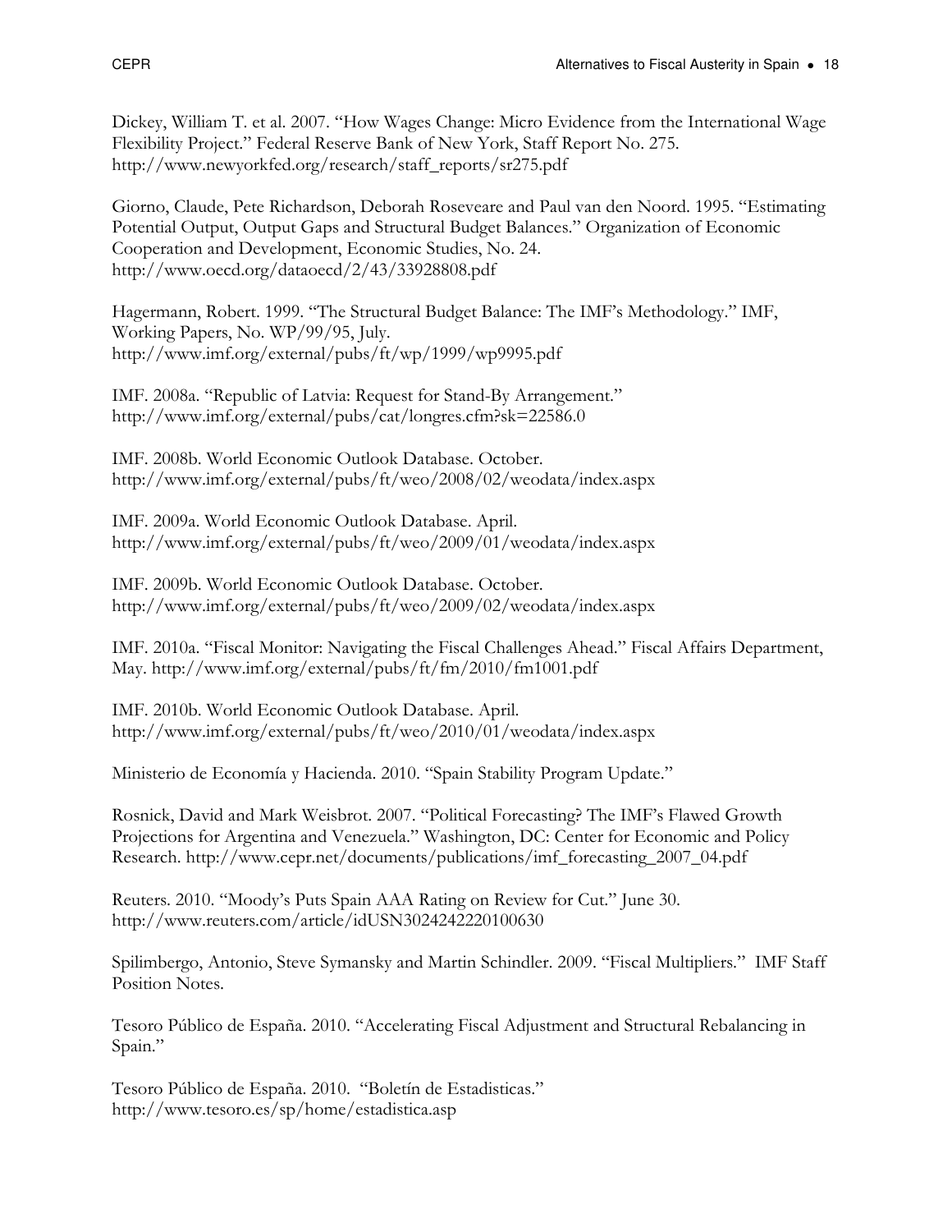Dickey, William T. et al. 2007. "How Wages Change: Micro Evidence from the International Wage Flexibility Project." Federal Reserve Bank of New York, Staff Report No. 275. http://www.newyorkfed.org/research/staff_reports/sr275.pdf

Giorno, Claude, Pete Richardson, Deborah Roseveare and Paul van den Noord. 1995. "Estimating Potential Output, Output Gaps and Structural Budget Balances." Organization of Economic Cooperation and Development, Economic Studies, No. 24. http://www.oecd.org/dataoecd/2/43/33928808.pdf

Hagermann, Robert. 1999. "The Structural Budget Balance: The IMF's Methodology." IMF, Working Papers, No. WP/99/95, July. http://www.imf.org/external/pubs/ft/wp/1999/wp9995.pdf

IMF. 2008a. "Republic of Latvia: Request for Stand-By Arrangement." http://www.imf.org/external/pubs/cat/longres.cfm?sk=22586.0

IMF. 2008b. World Economic Outlook Database. October. http://www.imf.org/external/pubs/ft/weo/2008/02/weodata/index.aspx

IMF. 2009a. World Economic Outlook Database. April. http://www.imf.org/external/pubs/ft/weo/2009/01/weodata/index.aspx

IMF. 2009b. World Economic Outlook Database. October. http://www.imf.org/external/pubs/ft/weo/2009/02/weodata/index.aspx

IMF. 2010a. "Fiscal Monitor: Navigating the Fiscal Challenges Ahead." Fiscal Affairs Department, May. http://www.imf.org/external/pubs/ft/fm/2010/fm1001.pdf

IMF. 2010b. World Economic Outlook Database. April. http://www.imf.org/external/pubs/ft/weo/2010/01/weodata/index.aspx

Ministerio de Economía y Hacienda. 2010. "Spain Stability Program Update."

Rosnick, David and Mark Weisbrot. 2007. "Political Forecasting? The IMF's Flawed Growth Projections for Argentina and Venezuela." Washington, DC: Center for Economic and Policy Research. http://www.cepr.net/documents/publications/imf_forecasting_2007_04.pdf

Reuters. 2010. "Moody's Puts Spain AAA Rating on Review for Cut." June 30. http://www.reuters.com/article/idUSN3024242220100630

Spilimbergo, Antonio, Steve Symansky and Martin Schindler. 2009. "Fiscal Multipliers." IMF Staff Position Notes.

Tesoro Público de España. 2010. "Accelerating Fiscal Adjustment and Structural Rebalancing in Spain."

Tesoro Público de España. 2010. "Boletín de Estadisticas." http://www.tesoro.es/sp/home/estadistica.asp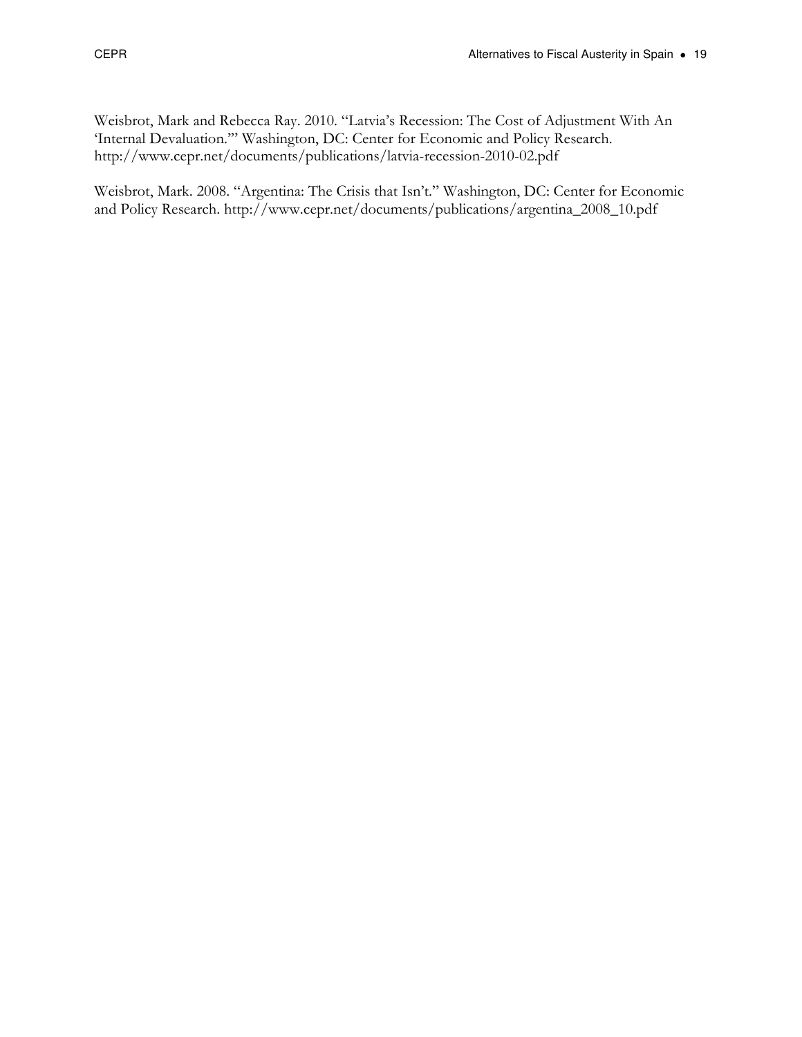Weisbrot, Mark and Rebecca Ray. 2010. "Latvia's Recession: The Cost of Adjustment With An 'Internal Devaluation.'" Washington, DC: Center for Economic and Policy Research. http://www.cepr.net/documents/publications/latvia-recession-2010-02.pdf

Weisbrot, Mark. 2008. "Argentina: The Crisis that Isn't." Washington, DC: Center for Economic and Policy Research. http://www.cepr.net/documents/publications/argentina_2008_10.pdf